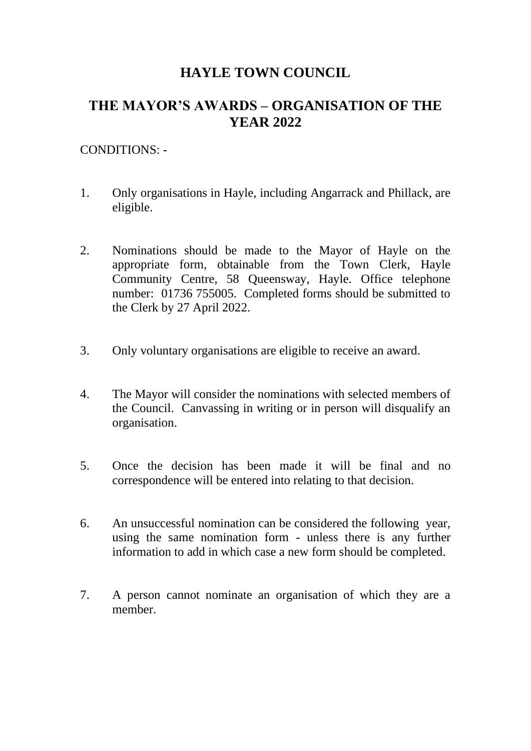# HAYLE TOWN COUNCIL

## THE MAYOR'S AWARDS – ORGANISATION OF THE YEAR 2022

CONDITIONS: -

1. Only organisations in Hayle, including Angarrack and Phillack, are eligible.

2. Nominations should be made to the Mayor of Hayle on the appropriate form, obtainable from the Town Clerk, Hayle Community Centre, 58 Queensway, Hayle. Office telephone number: 01736 755005. Completed forms should be submitted to the Clerk by 27 April 2022.

3. Only voluntary organisations are eligible to receive an award.

4. The Mayor will consider the nominations with selected members of the Council. Canvassing in writing or in person will disqualify an organisation.

5. Once the decision has been made it will be final and no correspondence will be entered into relating to that decision.

6. An unsuccessful nomination can be considered the following year, using the same nomination form - unless there is any further information to add in which case a new form should be completed.

7. A person cannot nominate an organisation of which they are a member.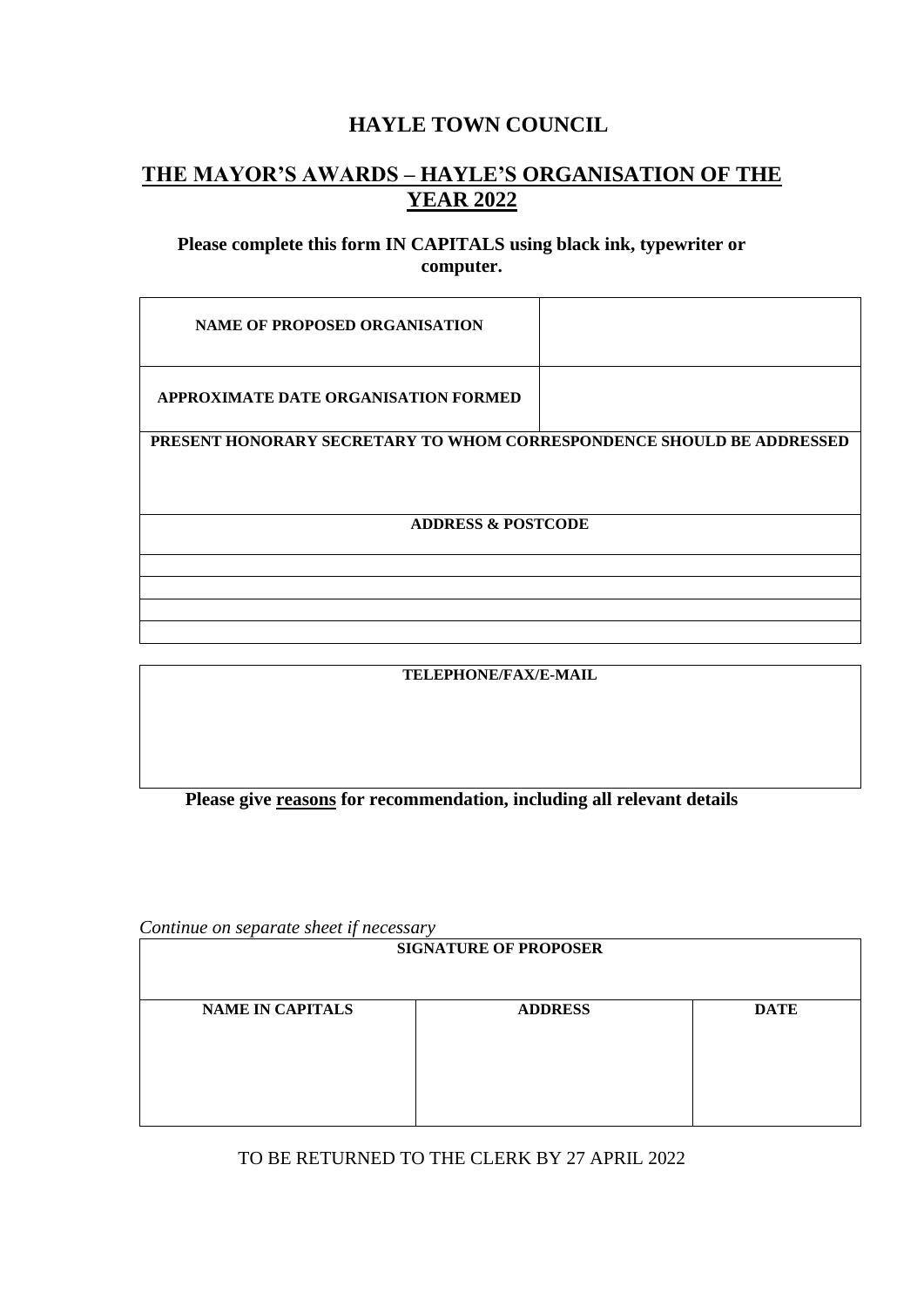# HAYLE TOWN COUNCIL

## THE MAYOR'S AWARDS – HAYLE'S ORGANISATION OF THE YEAR 2022

**Please complete this form IN CAPITALS using black ink, typewriter or computer.**

| | |
|---|---|
| **NAME OF PROPOSED ORGANISATION** | |
| **APPROXIMATE DATE ORGANISATION FORMED** | |
| **PRESENT HONORARY SECRETARY TO WHOM CORRESPONDENCE SHOULD BE ADDRESSED** | |
| **ADDRESS & POSTCODE** | |
| | |
| | |
| | |
| | |

| |
|---|
| **TELEPHONE/FAX/E-MAIL** |

**Please give reasons for recommendation, including all relevant details**

*Continue on separate sheet if necessary*

| | | |
|---|---|---|
| **SIGNATURE OF PROPOSER** | | |
| **NAME IN CAPITALS** | **ADDRESS** | **DATE** |
| | | |

TO BE RETURNED TO THE CLERK BY 27 APRIL 2022